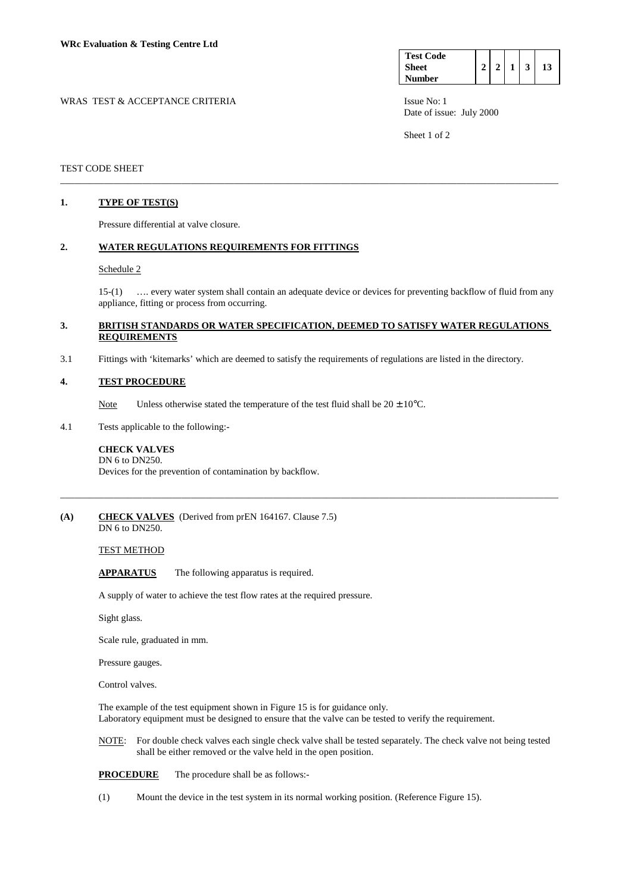**WRc Evaluation & Testing Centre Ltd**

| Test Code Sheet Number | 2 | 2 | 1 | 3 | 13 |
|---|---|---|---|---|---|

WRAS TEST & ACCEPTANCE CRITERIA

Issue No: 1
Date of issue: July 2000

TEST CODE SHEET

---

## 1. TYPE OF TEST(S)

Pressure differential at valve closure.

## 2. WATER REGULATIONS REQUIREMENTS FOR FITTINGS

Schedule 2

15-(1) …. every water system shall contain an adequate device or devices for preventing backflow of fluid from any appliance, fitting or process from occurring.

## 3. BRITISH STANDARDS OR WATER SPECIFICATION, DEEMED TO SATISFY WATER REGULATIONS REQUIREMENTS

3.1 Fittings with 'kitemarks' which are deemed to satisfy the requirements of regulations are listed in the directory.

## 4. TEST PROCEDURE

Note Unless otherwise stated the temperature of the test fluid shall be 20 ± 10°C.

4.1 Tests applicable to the following:-

**CHECK VALVES**
DN 6 to DN250.
Devices for the prevention of contamination by backflow.

---

## (A) CHECK VALVES (Derived from prEN 164167. Clause 7.5)
DN 6 to DN250.

TEST METHOD

**APPARATUS** The following apparatus is required.

A supply of water to achieve the test flow rates at the required pressure.

Sight glass.

Scale rule, graduated in mm.

Pressure gauges.

Control valves.

The example of the test equipment shown in Figure 15 is for guidance only.
Laboratory equipment must be designed to ensure that the valve can be tested to verify the requirement.

NOTE: For double check valves each single check valve shall be tested separately. The check valve not being tested shall be either removed or the valve held in the open position.

**PROCEDURE** The procedure shall be as follows:-

(1) Mount the device in the test system in its normal working position. (Reference Figure 15).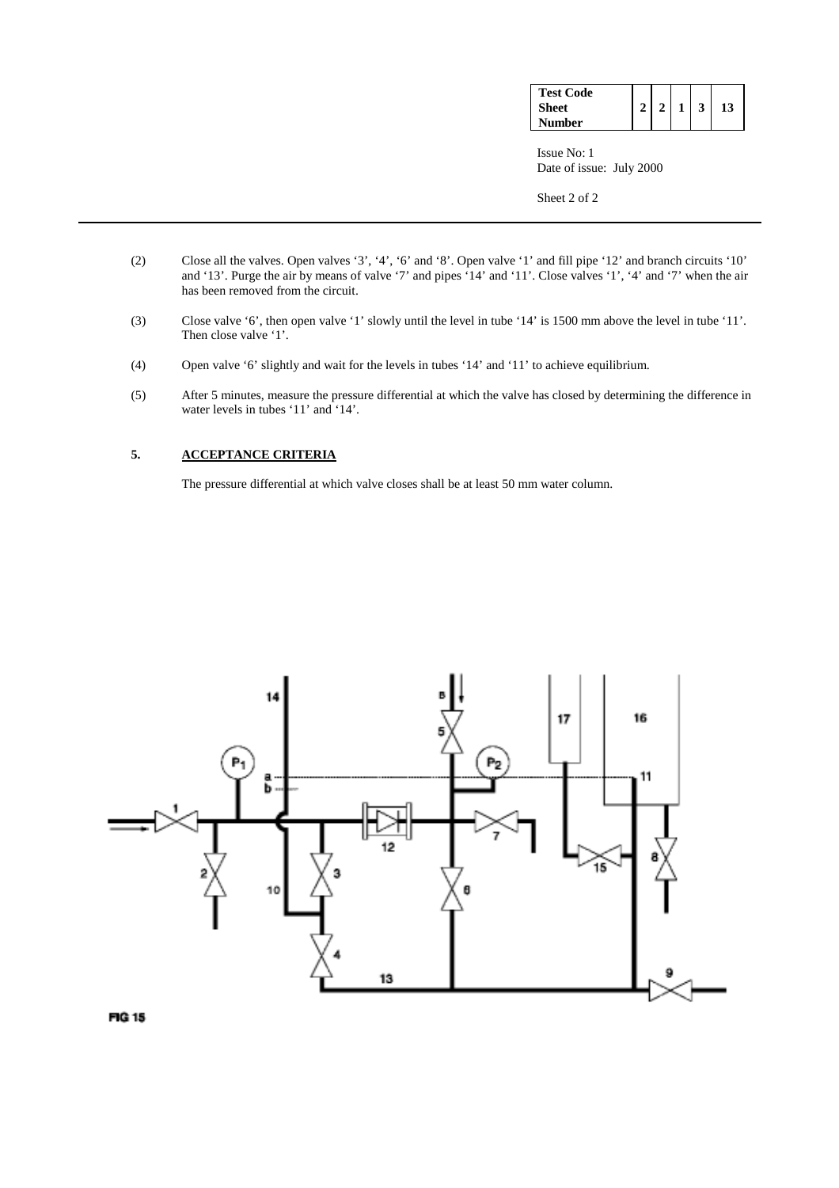(2) Close all the valves. Open valves '3', '4', '6' and '8'. Open valve '1' and fill pipe '12' and branch circuits '10' and '13'. Purge the air by means of valve '7' and pipes '14' and '11'. Close valves '1', '4' and '7' when the air has been removed from the circuit.

(3) Close valve '6', then open valve '1' slowly until the level in tube '14' is 1500 mm above the level in tube '11'. Then close valve '1'.

(4) Open valve '6' slightly and wait for the levels in tubes '14' and '11' to achieve equilibrium.

(5) After 5 minutes, measure the pressure differential at which the valve has closed by determining the difference in water levels in tubes '11' and '14'.

## 5. ACCEPTANCE CRITERIA

The pressure differential at which valve closes shall be at least 50 mm water column.

14

B

5

17

16

$P_1$

$P_2$

a

b

11

1

7

12

15

8

2

3

10

6

4

13

9

FIG 15